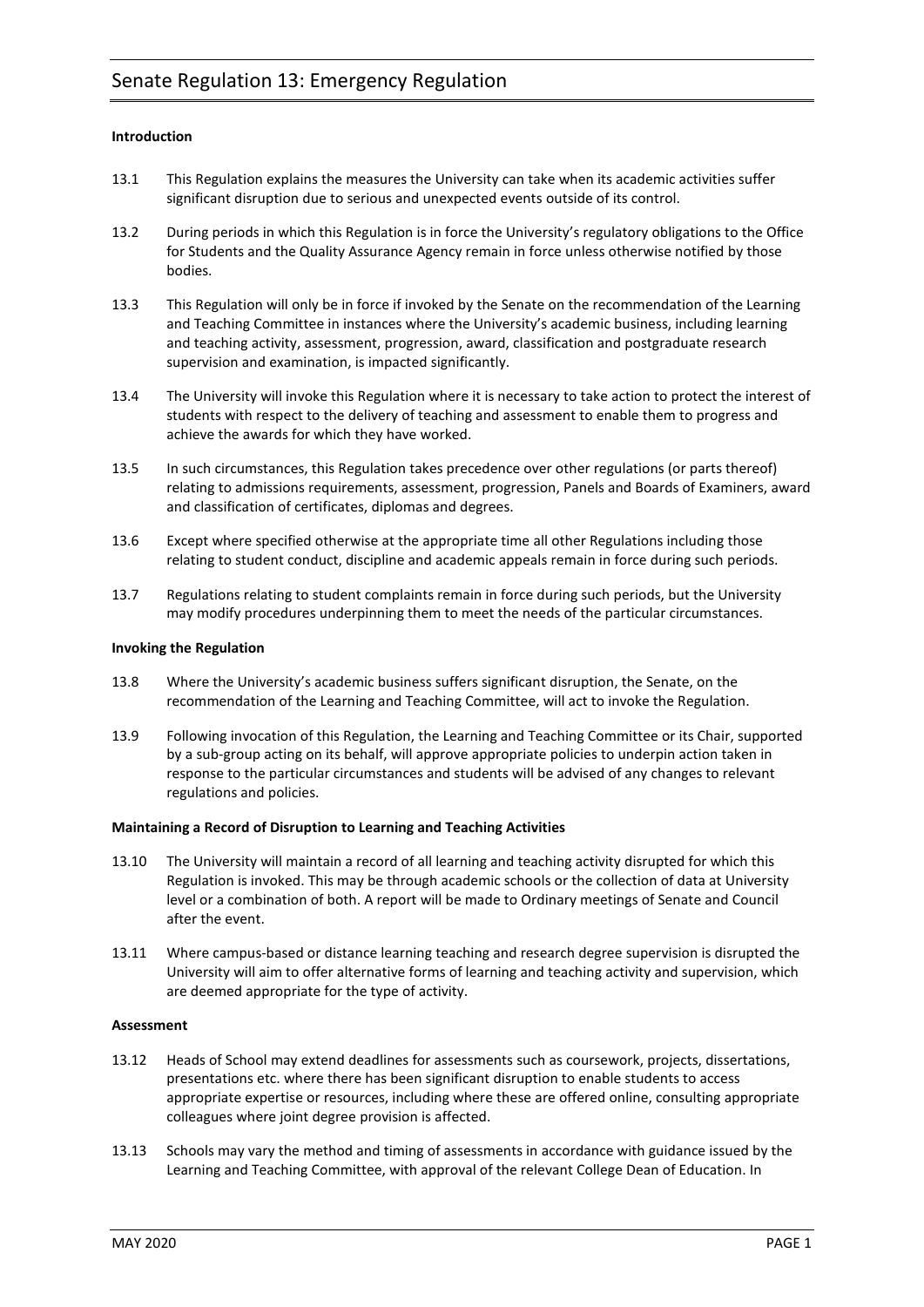# Senate Regulation 13: Emergency Regulation

**Introduction**

13.1 This Regulation explains the measures the University can take when its academic activities suffer significant disruption due to serious and unexpected events outside of its control.

13.2 During periods in which this Regulation is in force the University's regulatory obligations to the Office for Students and the Quality Assurance Agency remain in force unless otherwise notified by those bodies.

13.3 This Regulation will only be in force if invoked by the Senate on the recommendation of the Learning and Teaching Committee in instances where the University's academic business, including learning and teaching activity, assessment, progression, award, classification and postgraduate research supervision and examination, is impacted significantly.

13.4 The University will invoke this Regulation where it is necessary to take action to protect the interest of students with respect to the delivery of teaching and assessment to enable them to progress and achieve the awards for which they have worked.

13.5 In such circumstances, this Regulation takes precedence over other regulations (or parts thereof) relating to admissions requirements, assessment, progression, Panels and Boards of Examiners, award and classification of certificates, diplomas and degrees.

13.6 Except where specified otherwise at the appropriate time all other Regulations including those relating to student conduct, discipline and academic appeals remain in force during such periods.

13.7 Regulations relating to student complaints remain in force during such periods, but the University may modify procedures underpinning them to meet the needs of the particular circumstances.

**Invoking the Regulation**

13.8 Where the University's academic business suffers significant disruption, the Senate, on the recommendation of the Learning and Teaching Committee, will act to invoke the Regulation.

13.9 Following invocation of this Regulation, the Learning and Teaching Committee or its Chair, supported by a sub-group acting on its behalf, will approve appropriate policies to underpin action taken in response to the particular circumstances and students will be advised of any changes to relevant regulations and policies.

**Maintaining a Record of Disruption to Learning and Teaching Activities**

13.10 The University will maintain a record of all learning and teaching activity disrupted for which this Regulation is invoked. This may be through academic schools or the collection of data at University level or a combination of both. A report will be made to Ordinary meetings of Senate and Council after the event.

13.11 Where campus-based or distance learning teaching and research degree supervision is disrupted the University will aim to offer alternative forms of learning and teaching activity and supervision, which are deemed appropriate for the type of activity.

**Assessment**

13.12 Heads of School may extend deadlines for assessments such as coursework, projects, dissertations, presentations etc. where there has been significant disruption to enable students to access appropriate expertise or resources, including where these are offered online, consulting appropriate colleagues where joint degree provision is affected.

13.13 Schools may vary the method and timing of assessments in accordance with guidance issued by the Learning and Teaching Committee, with approval of the relevant College Dean of Education. In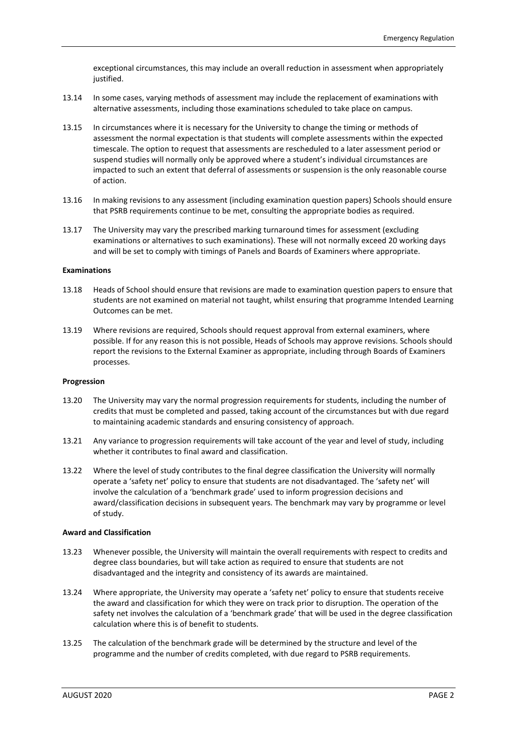exceptional circumstances, this may include an overall reduction in assessment when appropriately justified.

13.14 In some cases, varying methods of assessment may include the replacement of examinations with alternative assessments, including those examinations scheduled to take place on campus.

13.15 In circumstances where it is necessary for the University to change the timing or methods of assessment the normal expectation is that students will complete assessments within the expected timescale. The option to request that assessments are rescheduled to a later assessment period or suspend studies will normally only be approved where a student's individual circumstances are impacted to such an extent that deferral of assessments or suspension is the only reasonable course of action.

13.16 In making revisions to any assessment (including examination question papers) Schools should ensure that PSRB requirements continue to be met, consulting the appropriate bodies as required.

13.17 The University may vary the prescribed marking turnaround times for assessment (excluding examinations or alternatives to such examinations). These will not normally exceed 20 working days and will be set to comply with timings of Panels and Boards of Examiners where appropriate.

**Examinations**

13.18 Heads of School should ensure that revisions are made to examination question papers to ensure that students are not examined on material not taught, whilst ensuring that programme Intended Learning Outcomes can be met.

13.19 Where revisions are required, Schools should request approval from external examiners, where possible. If for any reason this is not possible, Heads of Schools may approve revisions. Schools should report the revisions to the External Examiner as appropriate, including through Boards of Examiners processes.

**Progression**

13.20 The University may vary the normal progression requirements for students, including the number of credits that must be completed and passed, taking account of the circumstances but with due regard to maintaining academic standards and ensuring consistency of approach.

13.21 Any variance to progression requirements will take account of the year and level of study, including whether it contributes to final award and classification.

13.22 Where the level of study contributes to the final degree classification the University will normally operate a 'safety net' policy to ensure that students are not disadvantaged. The 'safety net' will involve the calculation of a 'benchmark grade' used to inform progression decisions and award/classification decisions in subsequent years. The benchmark may vary by programme or level of study.

**Award and Classification**

13.23 Whenever possible, the University will maintain the overall requirements with respect to credits and degree class boundaries, but will take action as required to ensure that students are not disadvantaged and the integrity and consistency of its awards are maintained.

13.24 Where appropriate, the University may operate a 'safety net' policy to ensure that students receive the award and classification for which they were on track prior to disruption. The operation of the safety net involves the calculation of a 'benchmark grade' that will be used in the degree classification calculation where this is of benefit to students.

13.25 The calculation of the benchmark grade will be determined by the structure and level of the programme and the number of credits completed, with due regard to PSRB requirements.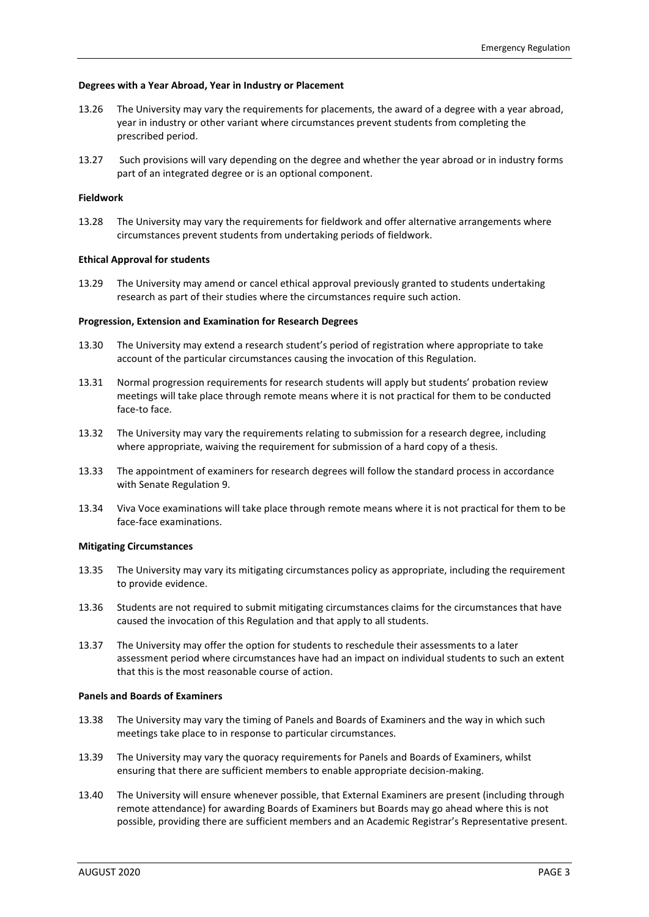**Degrees with a Year Abroad, Year in Industry or Placement**

13.26 The University may vary the requirements for placements, the award of a degree with a year abroad, year in industry or other variant where circumstances prevent students from completing the prescribed period.

13.27 Such provisions will vary depending on the degree and whether the year abroad or in industry forms part of an integrated degree or is an optional component.

**Fieldwork**

13.28 The University may vary the requirements for fieldwork and offer alternative arrangements where circumstances prevent students from undertaking periods of fieldwork.

**Ethical Approval for students**

13.29 The University may amend or cancel ethical approval previously granted to students undertaking research as part of their studies where the circumstances require such action.

**Progression, Extension and Examination for Research Degrees**

13.30 The University may extend a research student's period of registration where appropriate to take account of the particular circumstances causing the invocation of this Regulation.

13.31 Normal progression requirements for research students will apply but students' probation review meetings will take place through remote means where it is not practical for them to be conducted face-to face.

13.32 The University may vary the requirements relating to submission for a research degree, including where appropriate, waiving the requirement for submission of a hard copy of a thesis.

13.33 The appointment of examiners for research degrees will follow the standard process in accordance with Senate Regulation 9.

13.34 Viva Voce examinations will take place through remote means where it is not practical for them to be face-face examinations.

**Mitigating Circumstances**

13.35 The University may vary its mitigating circumstances policy as appropriate, including the requirement to provide evidence.

13.36 Students are not required to submit mitigating circumstances claims for the circumstances that have caused the invocation of this Regulation and that apply to all students.

13.37 The University may offer the option for students to reschedule their assessments to a later assessment period where circumstances have had an impact on individual students to such an extent that this is the most reasonable course of action.

**Panels and Boards of Examiners**

13.38 The University may vary the timing of Panels and Boards of Examiners and the way in which such meetings take place to in response to particular circumstances.

13.39 The University may vary the quoracy requirements for Panels and Boards of Examiners, whilst ensuring that there are sufficient members to enable appropriate decision-making.

13.40 The University will ensure whenever possible, that External Examiners are present (including through remote attendance) for awarding Boards of Examiners but Boards may go ahead where this is not possible, providing there are sufficient members and an Academic Registrar's Representative present.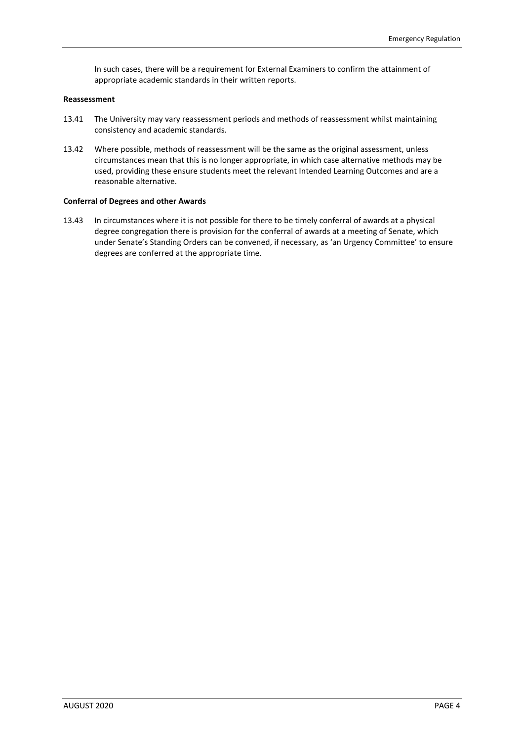In such cases, there will be a requirement for External Examiners to confirm the attainment of appropriate academic standards in their written reports.

**Reassessment**

13.41 The University may vary reassessment periods and methods of reassessment whilst maintaining consistency and academic standards.

13.42 Where possible, methods of reassessment will be the same as the original assessment, unless circumstances mean that this is no longer appropriate, in which case alternative methods may be used, providing these ensure students meet the relevant Intended Learning Outcomes and are a reasonable alternative.

**Conferral of Degrees and other Awards**

13.43 In circumstances where it is not possible for there to be timely conferral of awards at a physical degree congregation there is provision for the conferral of awards at a meeting of Senate, which under Senate's Standing Orders can be convened, if necessary, as 'an Urgency Committee' to ensure degrees are conferred at the appropriate time.